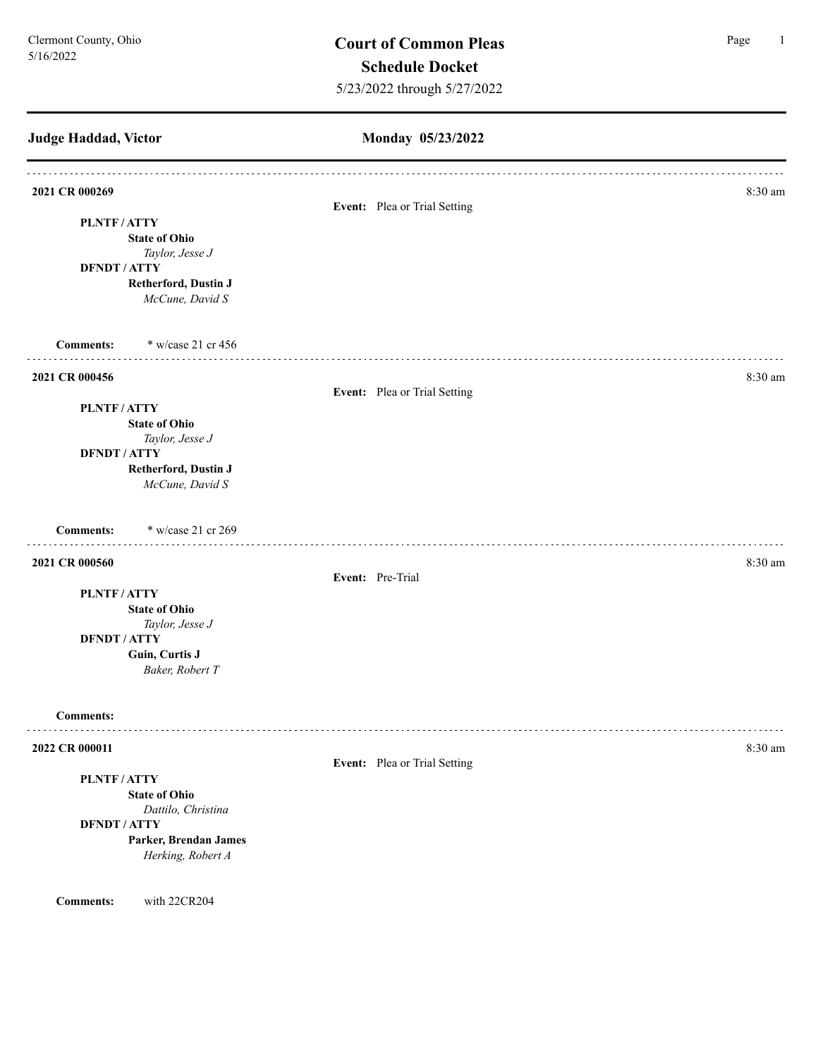# Court of Common Pleas

## Schedule Docket

5/23/2022 through 5/27/2022

Clermont County, Ohio
5/16/2022

**Judge Haddad, Victor** — **Monday 05/23/2022**

---

**2021 CR 000269** — 8:30 am

**Event:** Plea or Trial Setting

**PLNTF / ATTY**
**State of Ohio**
*Taylor, Jesse J*

**DFNDT / ATTY**
**Retherford, Dustin J**
*McCune, David S*

**Comments:** * w/case 21 cr 456

---

**2021 CR 000456** — 8:30 am

**Event:** Plea or Trial Setting

**PLNTF / ATTY**
**State of Ohio**
*Taylor, Jesse J*

**DFNDT / ATTY**
**Retherford, Dustin J**
*McCune, David S*

**Comments:** * w/case 21 cr 269

---

**2021 CR 000560** — 8:30 am

**Event:** Pre-Trial

**PLNTF / ATTY**
**State of Ohio**
*Taylor, Jesse J*

**DFNDT / ATTY**
**Guin, Curtis J**
*Baker, Robert T*

**Comments:**

---

**2022 CR 000011** — 8:30 am

**Event:** Plea or Trial Setting

**PLNTF / ATTY**
**State of Ohio**
*Dattilo, Christina*

**DFNDT / ATTY**
**Parker, Brendan James**
*Herking, Robert A*

**Comments:** with 22CR204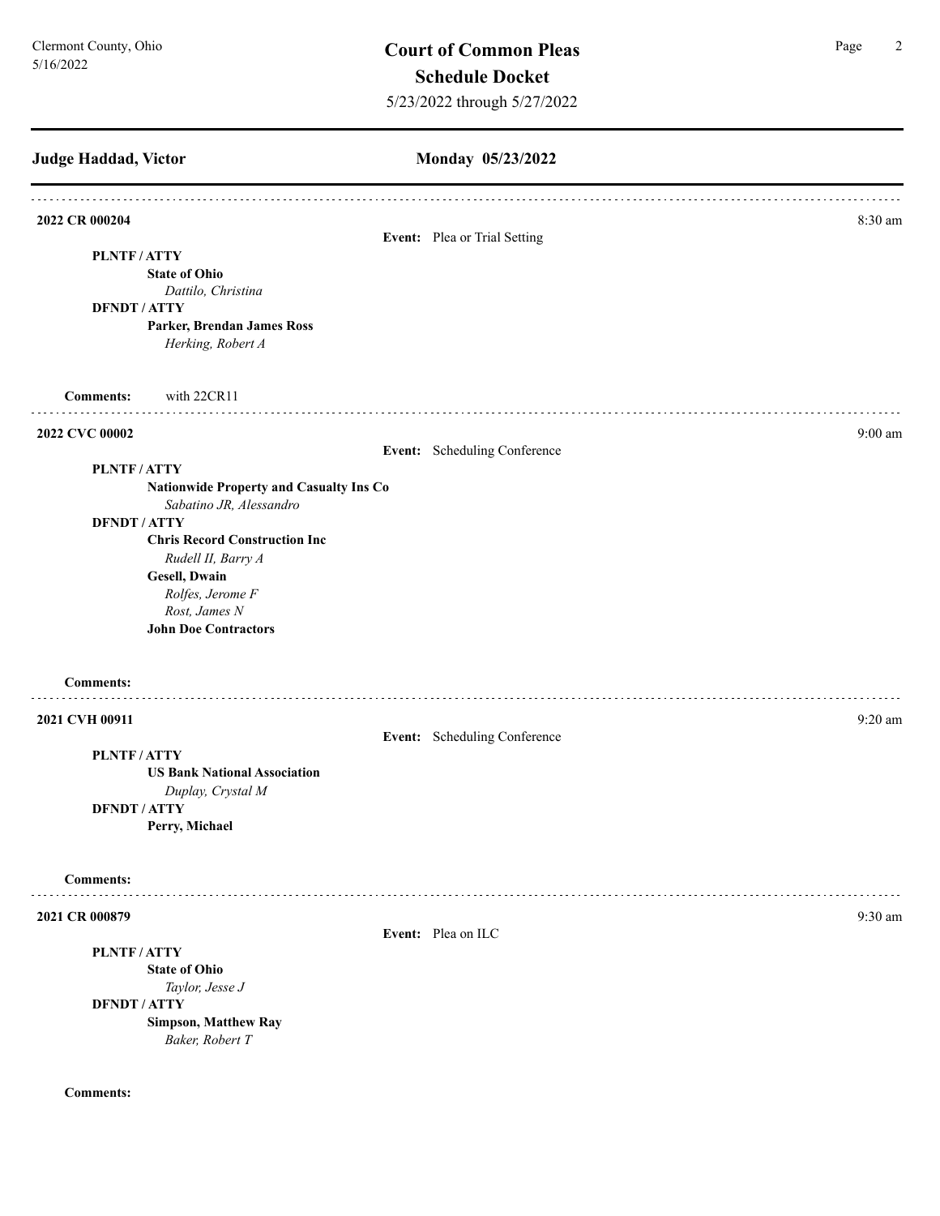**Court of Common Pleas**

**Schedule Docket**

5/23/2022 through 5/27/2022

Clermont County, Ohio
5/16/2022

**Judge Haddad, Victor** — **Monday 05/23/2022**

---

**2022 CR 000204** — 8:30 am

**Event:** Plea or Trial Setting

**PLNTF / ATTY**
- **State of Ohio**
  - *Dattilo, Christina*

**DFNDT / ATTY**
- **Parker, Brendan James Ross**
  - *Herking, Robert A*

**Comments:** with 22CR11

---

**2022 CVC 00002** — 9:00 am

**Event:** Scheduling Conference

**PLNTF / ATTY**
- **Nationwide Property and Casualty Ins Co**
  - *Sabatino JR, Alessandro*

**DFNDT / ATTY**
- **Chris Record Construction Inc**
  - *Rudell II, Barry A*
- **Gesell, Dwain**
  - *Rolfes, Jerome F*
  - *Rost, James N*
- **John Doe Contractors**

**Comments:**

---

**2021 CVH 00911** — 9:20 am

**Event:** Scheduling Conference

**PLNTF / ATTY**
- **US Bank National Association**
  - *Duplay, Crystal M*

**DFNDT / ATTY**
- **Perry, Michael**

**Comments:**

---

**2021 CR 000879** — 9:30 am

**Event:** Plea on ILC

**PLNTF / ATTY**
- **State of Ohio**
  - *Taylor, Jesse J*

**DFNDT / ATTY**
- **Simpson, Matthew Ray**
  - *Baker, Robert T*

**Comments:**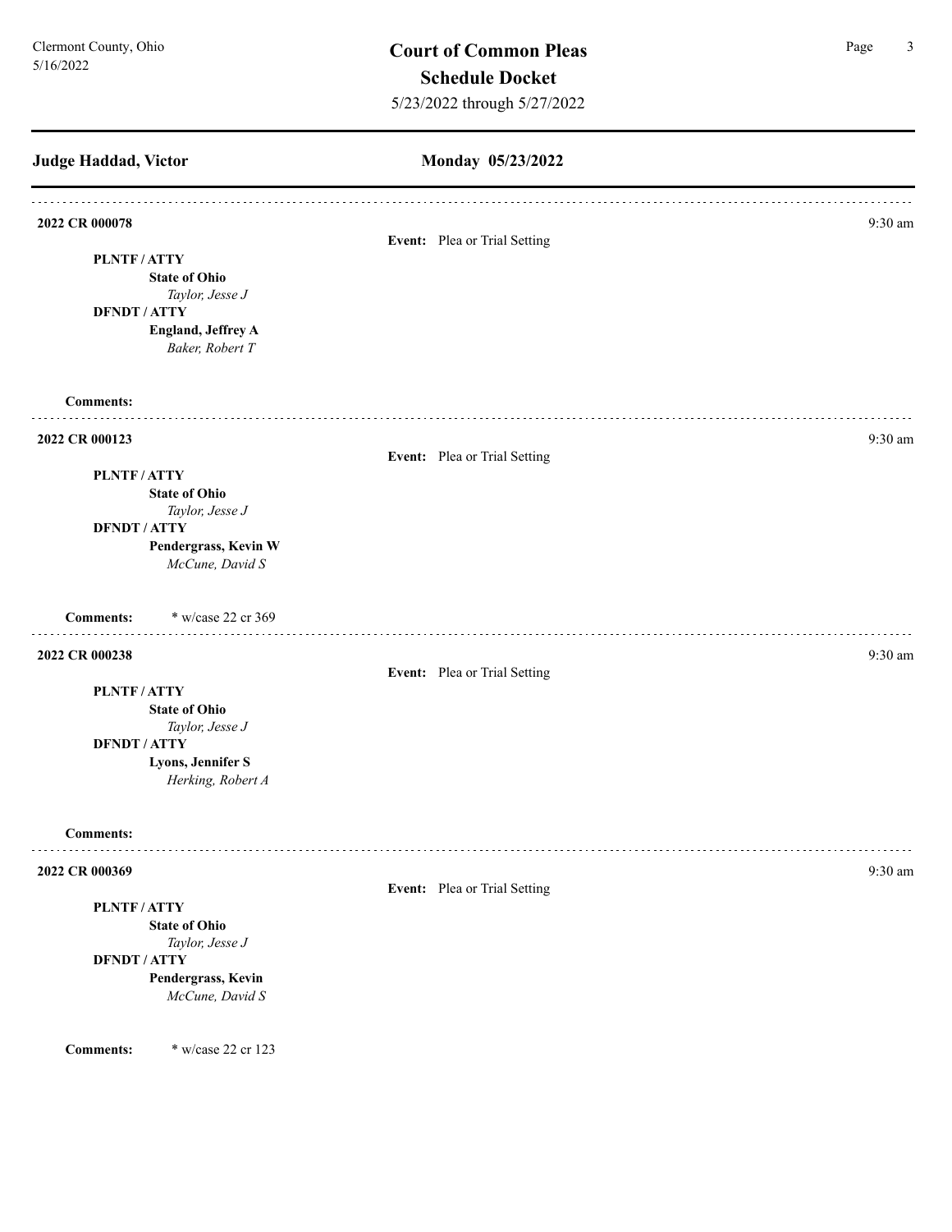Clermont County, Ohio
5/16/2022

# Court of Common Pleas
## Schedule Docket
5/23/2022 through 5/27/2022

**Judge Haddad, Victor** — **Monday 05/23/2022**

---

**2022 CR 000078** — 9:30 am

**Event:** Plea or Trial Setting

**PLNTF / ATTY**
**State of Ohio**
*Taylor, Jesse J*
**DFNDT / ATTY**
**England, Jeffrey A**
*Baker, Robert T*

**Comments:**

---

**2022 CR 000123** — 9:30 am

**Event:** Plea or Trial Setting

**PLNTF / ATTY**
**State of Ohio**
*Taylor, Jesse J*
**DFNDT / ATTY**
**Pendergrass, Kevin W**
*McCune, David S*

**Comments:** * w/case 22 cr 369

---

**2022 CR 000238** — 9:30 am

**Event:** Plea or Trial Setting

**PLNTF / ATTY**
**State of Ohio**
*Taylor, Jesse J*
**DFNDT / ATTY**
**Lyons, Jennifer S**
*Herking, Robert A*

**Comments:**

---

**2022 CR 000369** — 9:30 am

**Event:** Plea or Trial Setting

**PLNTF / ATTY**
**State of Ohio**
*Taylor, Jesse J*
**DFNDT / ATTY**
**Pendergrass, Kevin**
*McCune, David S*

**Comments:** * w/case 22 cr 123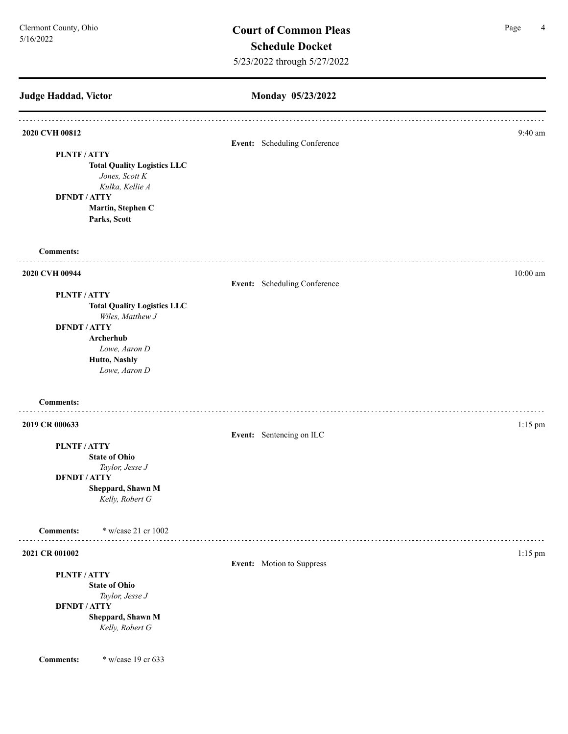## Judge Haddad, Victor

### Monday 05/23/2022

---

**2020 CVH 00812** — 9:40 am

**Event:** Scheduling Conference

**PLNTF / ATTY**
- **Total Quality Logistics LLC**
  - *Jones, Scott K*
  - *Kulka, Kellie A*

**DFNDT / ATTY**
- **Martin, Stephen C**
- **Parks, Scott**

**Comments:**

---

**2020 CVH 00944** — 10:00 am

**Event:** Scheduling Conference

**PLNTF / ATTY**
- **Total Quality Logistics LLC**
  - *Wiles, Matthew J*

**DFNDT / ATTY**
- **Archerhub**
  - *Lowe, Aaron D*
- **Hutto, Nashly**
  - *Lowe, Aaron D*

**Comments:**

---

**2019 CR 000633** — 1:15 pm

**Event:** Sentencing on ILC

**PLNTF / ATTY**
- **State of Ohio**
  - *Taylor, Jesse J*

**DFNDT / ATTY**
- **Sheppard, Shawn M**
  - *Kelly, Robert G*

**Comments:** * w/case 21 cr 1002

---

**2021 CR 001002** — 1:15 pm

**Event:** Motion to Suppress

**PLNTF / ATTY**
- **State of Ohio**
  - *Taylor, Jesse J*

**DFNDT / ATTY**
- **Sheppard, Shawn M**
  - *Kelly, Robert G*

**Comments:** * w/case 19 cr 633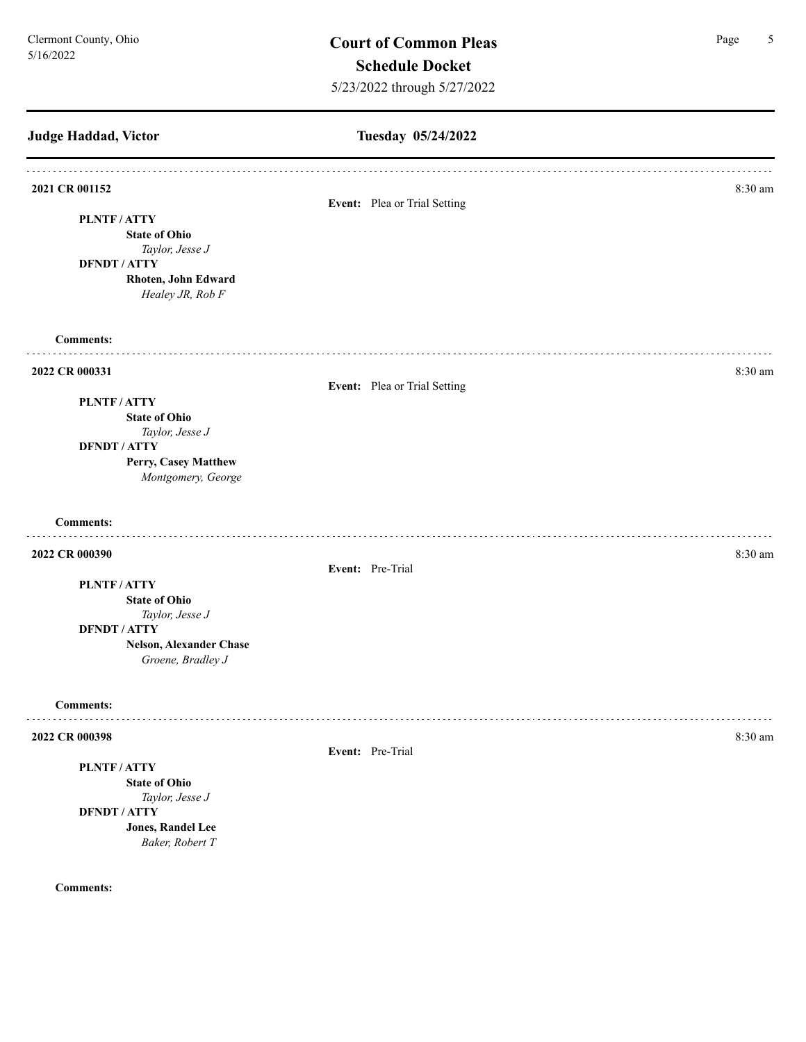# Court of Common Pleas
## Schedule Docket
5/23/2022 through 5/27/2022

**Judge Haddad, Victor** — **Tuesday 05/24/2022**

---

**2021 CR 001152** — 8:30 am

**Event:** Plea or Trial Setting

**PLNTF / ATTY**
**State of Ohio**
*Taylor, Jesse J*

**DFNDT / ATTY**
**Rhoten, John Edward**
*Healey JR, Rob F*

**Comments:**

---

**2022 CR 000331** — 8:30 am

**Event:** Plea or Trial Setting

**PLNTF / ATTY**
**State of Ohio**
*Taylor, Jesse J*

**DFNDT / ATTY**
**Perry, Casey Matthew**
*Montgomery, George*

**Comments:**

---

**2022 CR 000390** — 8:30 am

**Event:** Pre-Trial

**PLNTF / ATTY**
**State of Ohio**
*Taylor, Jesse J*

**DFNDT / ATTY**
**Nelson, Alexander Chase**
*Groene, Bradley J*

**Comments:**

---

**2022 CR 000398** — 8:30 am

**Event:** Pre-Trial

**PLNTF / ATTY**
**State of Ohio**
*Taylor, Jesse J*

**DFNDT / ATTY**
**Jones, Randel Lee**
*Baker, Robert T*

**Comments:**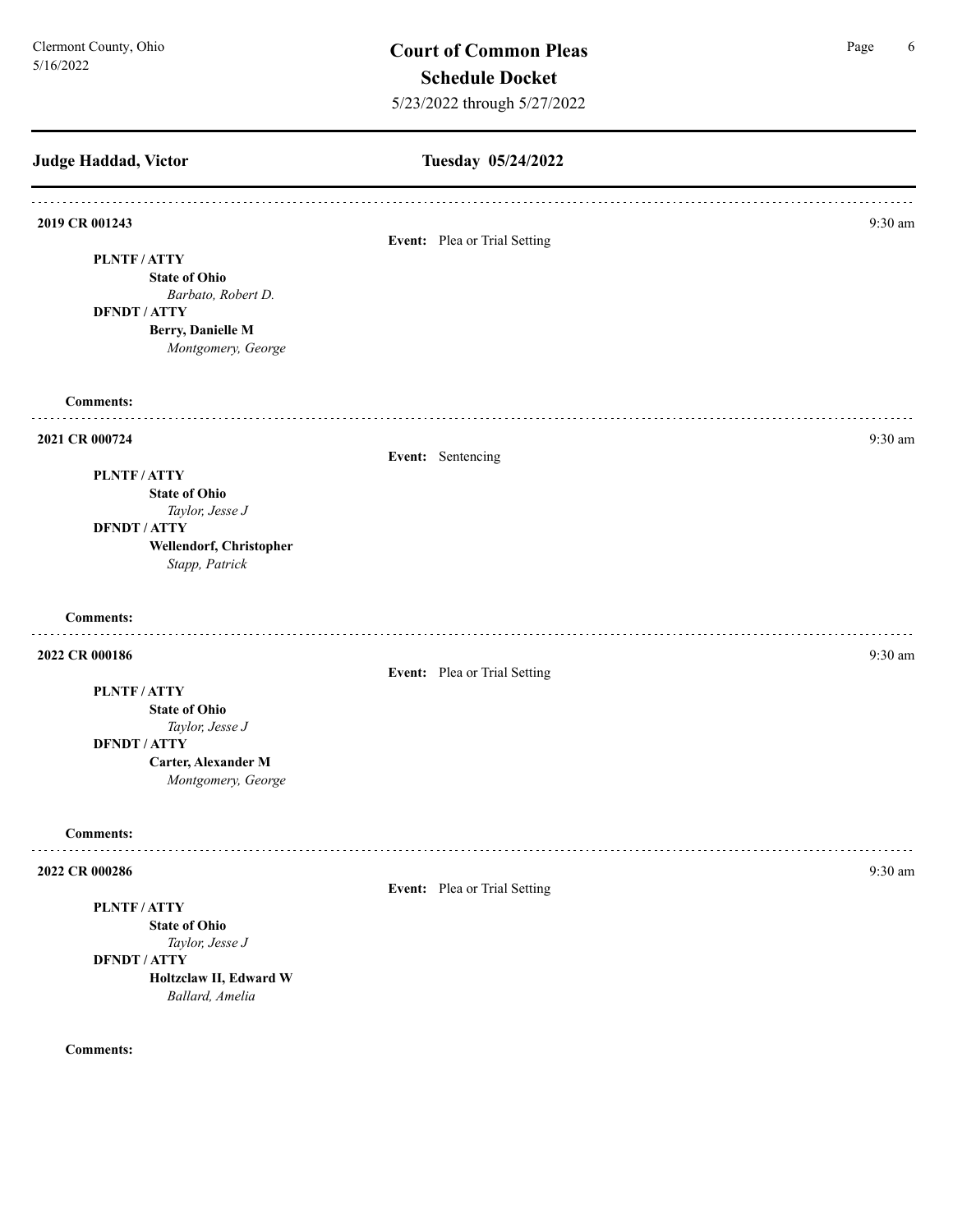Clermont County, Ohio
5/16/2022

# Court of Common Pleas
## Schedule Docket
5/23/2022 through 5/27/2022

**Judge Haddad, Victor** **Tuesday 05/24/2022**

---

**2019 CR 001243** 9:30 am

**Event:** Plea or Trial Setting

**PLNTF / ATTY**
**State of Ohio**
*Barbato, Robert D.*
**DFNDT / ATTY**
**Berry, Danielle M**
*Montgomery, George*

**Comments:**

---

**2021 CR 000724** 9:30 am

**Event:** Sentencing

**PLNTF / ATTY**
**State of Ohio**
*Taylor, Jesse J*
**DFNDT / ATTY**
**Wellendorf, Christopher**
*Stapp, Patrick*

**Comments:**

---

**2022 CR 000186** 9:30 am

**Event:** Plea or Trial Setting

**PLNTF / ATTY**
**State of Ohio**
*Taylor, Jesse J*
**DFNDT / ATTY**
**Carter, Alexander M**
*Montgomery, George*

**Comments:**

---

**2022 CR 000286** 9:30 am

**Event:** Plea or Trial Setting

**PLNTF / ATTY**
**State of Ohio**
*Taylor, Jesse J*
**DFNDT / ATTY**
**Holtzclaw II, Edward W**
*Ballard, Amelia*

**Comments:**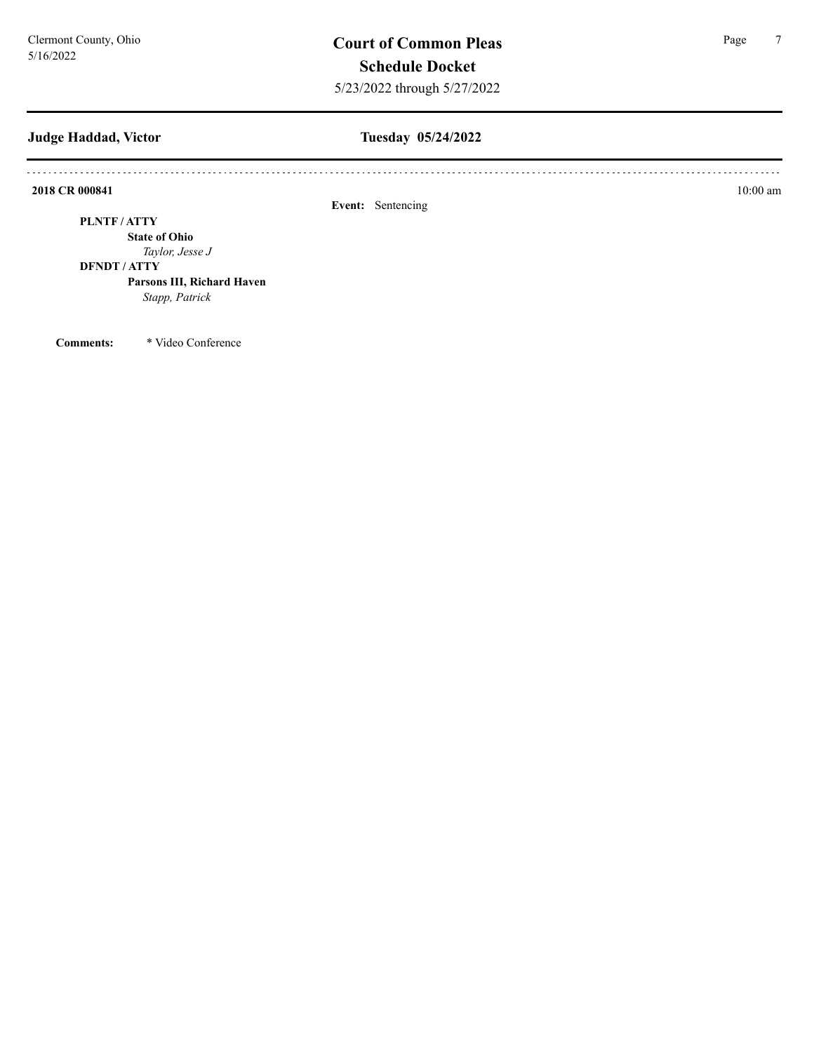**Judge Haddad, Victor** **Tuesday 05/24/2022**

**2018 CR 000841** 10:00 am

**Event:** Sentencing

**PLNTF / ATTY**

**State of Ohio**

*Taylor, Jesse J*

**DFNDT / ATTY**

**Parsons III, Richard Haven**

*Stapp, Patrick*

**Comments:** * Video Conference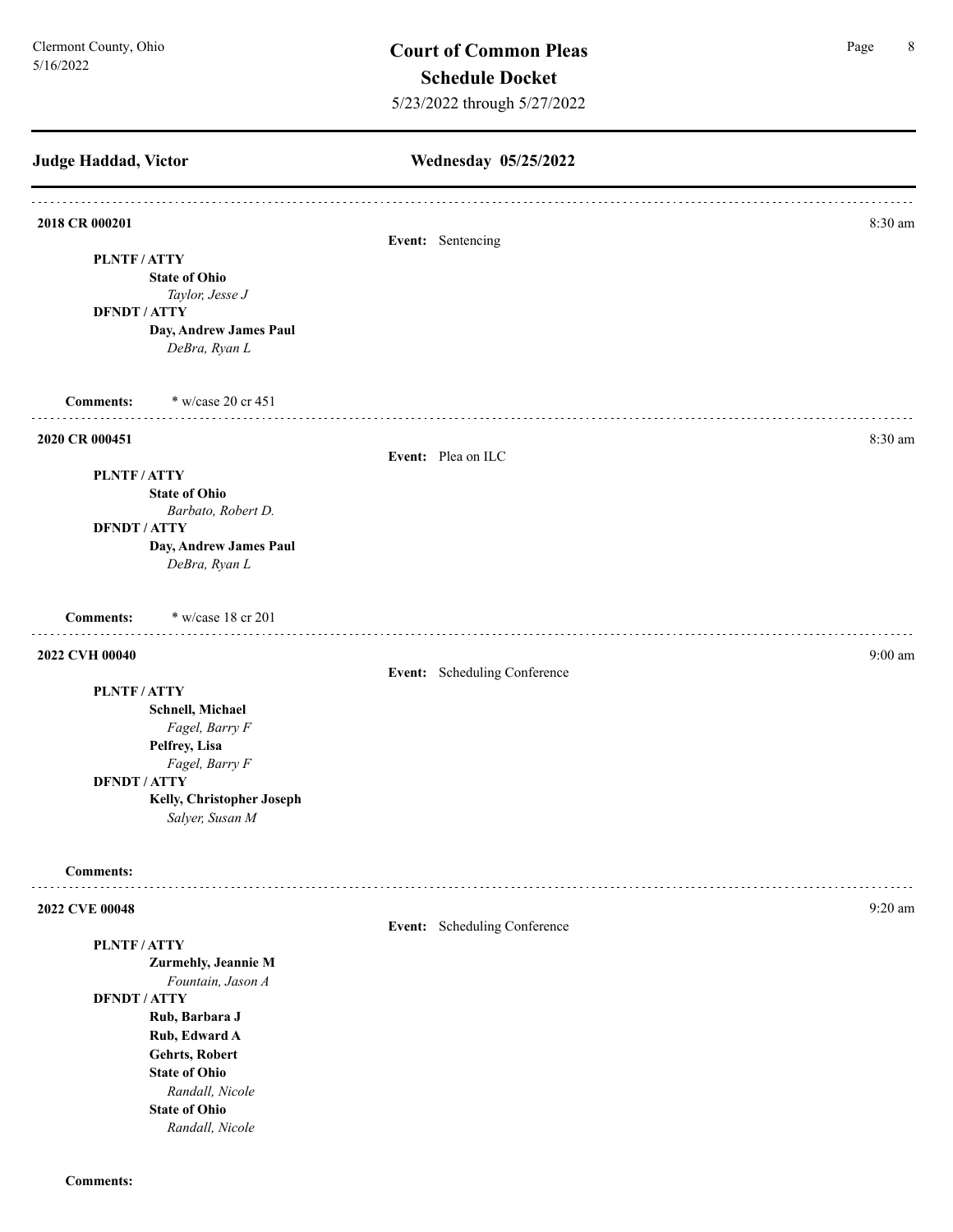## Judge Haddad, Victor

## Wednesday 05/25/2022

---

**2018 CR 000201** — 8:30 am

**Event:** Sentencing

**PLNTF / ATTY**
- **State of Ohio**
  - *Taylor, Jesse J*

**DFNDT / ATTY**
- **Day, Andrew James Paul**
  - *DeBra, Ryan L*

**Comments:** * w/case 20 cr 451

---

**2020 CR 000451** — 8:30 am

**Event:** Plea on ILC

**PLNTF / ATTY**
- **State of Ohio**
  - *Barbato, Robert D.*

**DFNDT / ATTY**
- **Day, Andrew James Paul**
  - *DeBra, Ryan L*

**Comments:** * w/case 18 cr 201

---

**2022 CVH 00040** — 9:00 am

**Event:** Scheduling Conference

**PLNTF / ATTY**
- **Schnell, Michael**
  - *Fagel, Barry F*
- **Pelfrey, Lisa**
  - *Fagel, Barry F*

**DFNDT / ATTY**
- **Kelly, Christopher Joseph**
  - *Salyer, Susan M*

**Comments:**

---

**2022 CVE 00048** — 9:20 am

**Event:** Scheduling Conference

**PLNTF / ATTY**
- **Zurmehly, Jeannie M**
  - *Fountain, Jason A*

**DFNDT / ATTY**
- **Rub, Barbara J**
- **Rub, Edward A**
- **Gehrts, Robert**
- **State of Ohio**
  - *Randall, Nicole*
- **State of Ohio**
  - *Randall, Nicole*

**Comments:**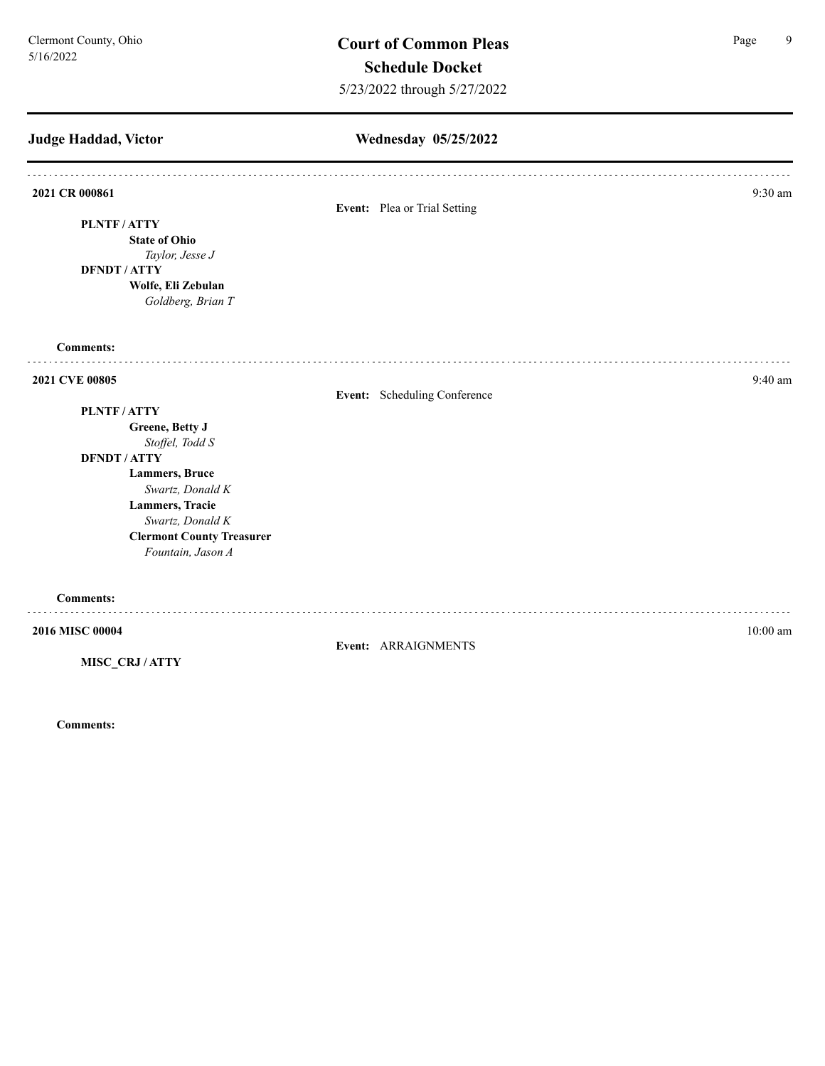## Judge Haddad, Victor

## Wednesday 05/25/2022

---

**2021 CR 000861** 9:30 am

**Event:** Plea or Trial Setting

**PLNTF / ATTY**

**State of Ohio**
*Taylor, Jesse J*

**DFNDT / ATTY**

**Wolfe, Eli Zebulan**
*Goldberg, Brian T*

**Comments:**

---

**2021 CVE 00805** 9:40 am

**Event:** Scheduling Conference

**PLNTF / ATTY**

**Greene, Betty J**
*Stoffel, Todd S*

**DFNDT / ATTY**

**Lammers, Bruce**
*Swartz, Donald K*

**Lammers, Tracie**
*Swartz, Donald K*

**Clermont County Treasurer**
*Fountain, Jason A*

**Comments:**

---

**2016 MISC 00004** 10:00 am

**Event:** ARRAIGNMENTS

**MISC_CRJ / ATTY**

**Comments:**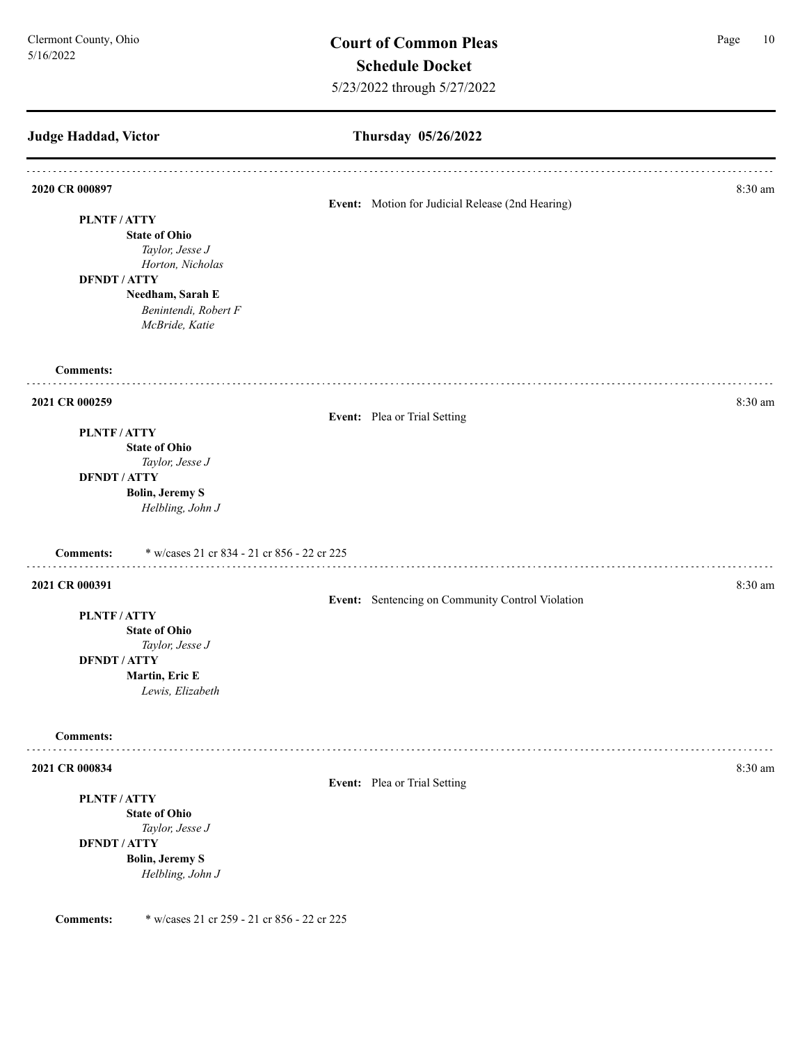## Judge Haddad, Victor

### Thursday 05/26/2022

---

**2020 CR 000897** 8:30 am

**Event:** Motion for Judicial Release (2nd Hearing)

**PLNTF / ATTY**

**State of Ohio**
*Taylor, Jesse J*
*Horton, Nicholas*

**DFNDT / ATTY**

**Needham, Sarah E**
*Benintendi, Robert F*
*McBride, Katie*

**Comments:**

---

**2021 CR 000259** 8:30 am

**Event:** Plea or Trial Setting

**PLNTF / ATTY**

**State of Ohio**
*Taylor, Jesse J*

**DFNDT / ATTY**

**Bolin, Jeremy S**
*Helbling, John J*

**Comments:** * w/cases 21 cr 834 - 21 cr 856 - 22 cr 225

---

**2021 CR 000391** 8:30 am

**Event:** Sentencing on Community Control Violation

**PLNTF / ATTY**

**State of Ohio**
*Taylor, Jesse J*

**DFNDT / ATTY**

**Martin, Eric E**
*Lewis, Elizabeth*

**Comments:**

---

**2021 CR 000834** 8:30 am

**Event:** Plea or Trial Setting

**PLNTF / ATTY**

**State of Ohio**
*Taylor, Jesse J*

**DFNDT / ATTY**

**Bolin, Jeremy S**
*Helbling, John J*

**Comments:** * w/cases 21 cr 259 - 21 cr 856 - 22 cr 225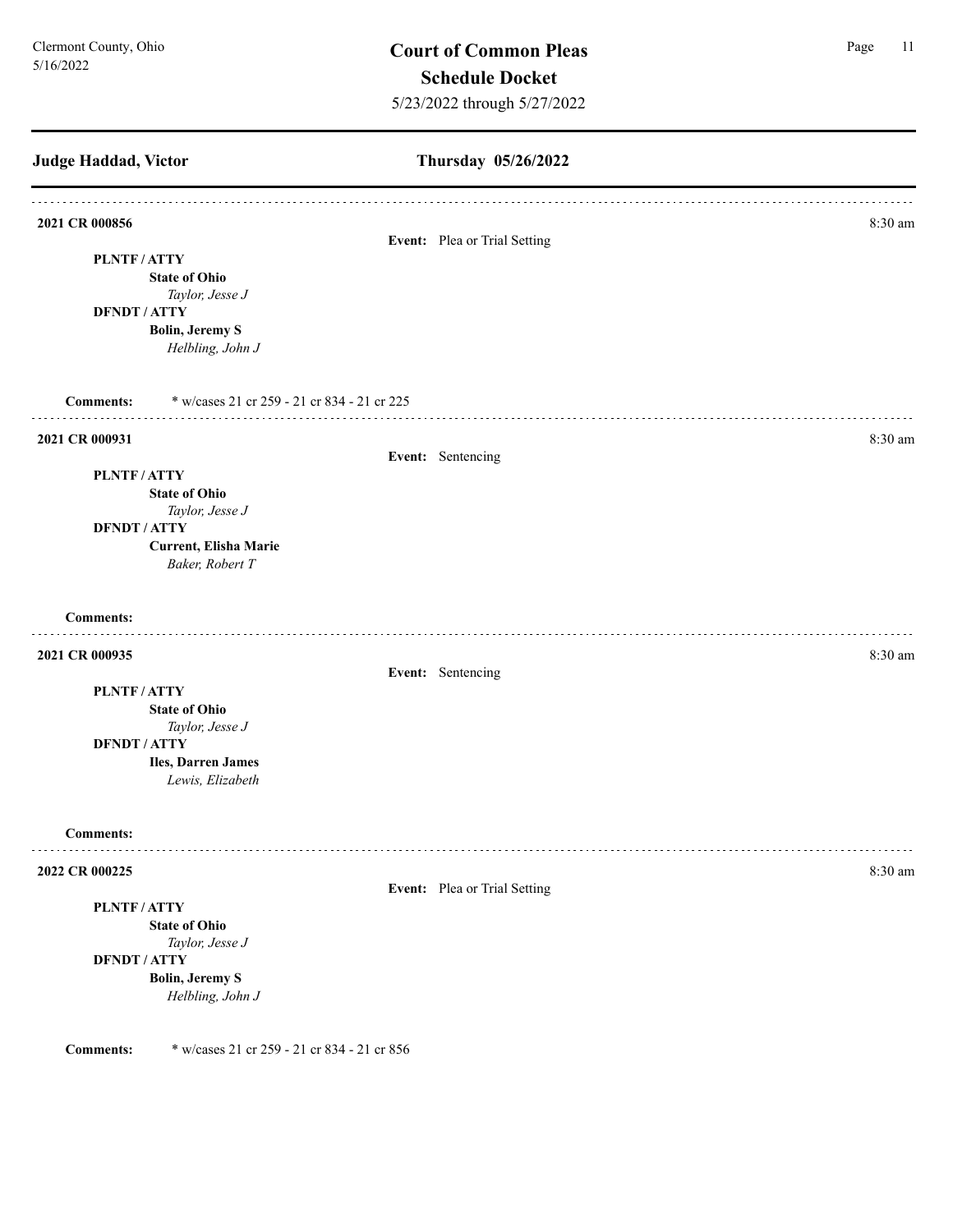# Court of Common Pleas

## Schedule Docket

5/23/2022 through 5/27/2022

**Judge Haddad, Victor** **Thursday 05/26/2022**

---

**2021 CR 000856** 8:30 am

**Event:** Plea or Trial Setting

**PLNTF / ATTY**
**State of Ohio**
*Taylor, Jesse J*

**DFNDT / ATTY**
**Bolin, Jeremy S**
*Helbling, John J*

**Comments:** * w/cases 21 cr 259 - 21 cr 834 - 21 cr 225

---

**2021 CR 000931** 8:30 am

**Event:** Sentencing

**PLNTF / ATTY**
**State of Ohio**
*Taylor, Jesse J*

**DFNDT / ATTY**
**Current, Elisha Marie**
*Baker, Robert T*

**Comments:**

---

**2021 CR 000935** 8:30 am

**Event:** Sentencing

**PLNTF / ATTY**
**State of Ohio**
*Taylor, Jesse J*

**DFNDT / ATTY**
**Iles, Darren James**
*Lewis, Elizabeth*

**Comments:**

---

**2022 CR 000225** 8:30 am

**Event:** Plea or Trial Setting

**PLNTF / ATTY**
**State of Ohio**
*Taylor, Jesse J*

**DFNDT / ATTY**
**Bolin, Jeremy S**
*Helbling, John J*

**Comments:** * w/cases 21 cr 259 - 21 cr 834 - 21 cr 856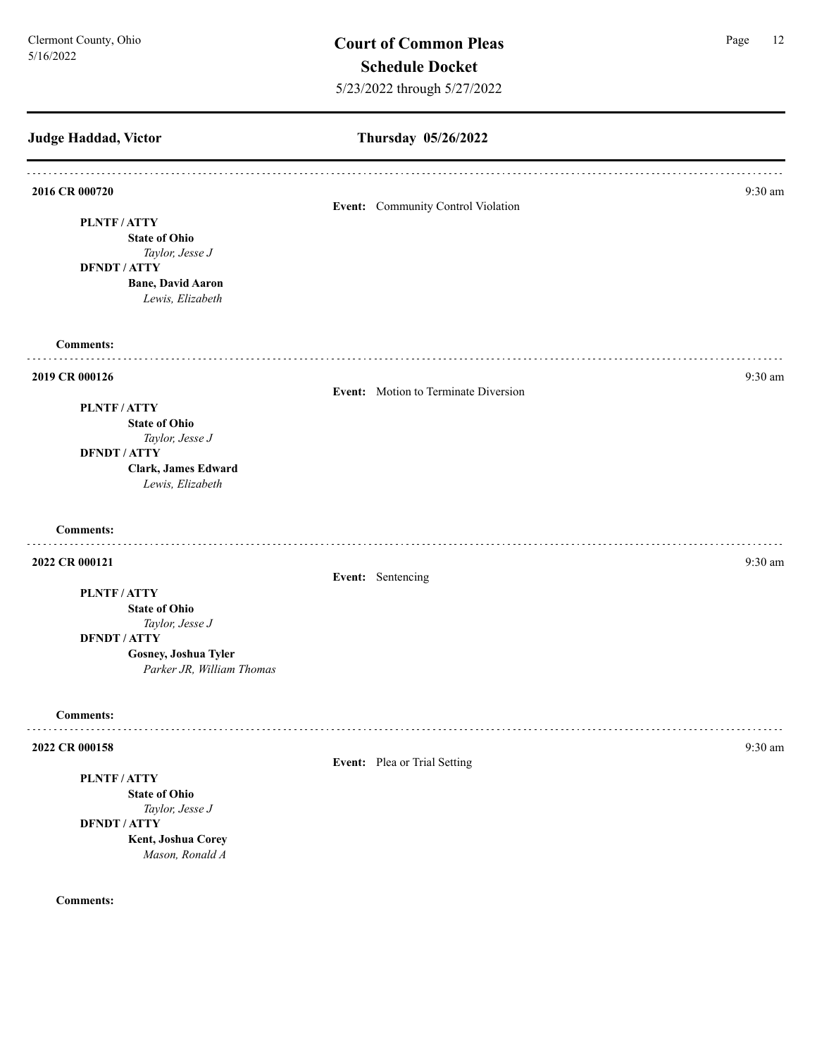Clermont County, Ohio
5/16/2022

# Court of Common Pleas
## Schedule Docket
5/23/2022 through 5/27/2022

**Judge Haddad, Victor** — **Thursday 05/26/2022**

---

**2016 CR 000720** — 9:30 am

**Event:** Community Control Violation

**PLNTF / ATTY**
**State of Ohio**
*Taylor, Jesse J*
**DFNDT / ATTY**
**Bane, David Aaron**
*Lewis, Elizabeth*

**Comments:**

---

**2019 CR 000126** — 9:30 am

**Event:** Motion to Terminate Diversion

**PLNTF / ATTY**
**State of Ohio**
*Taylor, Jesse J*
**DFNDT / ATTY**
**Clark, James Edward**
*Lewis, Elizabeth*

**Comments:**

---

**2022 CR 000121** — 9:30 am

**Event:** Sentencing

**PLNTF / ATTY**
**State of Ohio**
*Taylor, Jesse J*
**DFNDT / ATTY**
**Gosney, Joshua Tyler**
*Parker JR, William Thomas*

**Comments:**

---

**2022 CR 000158** — 9:30 am

**Event:** Plea or Trial Setting

**PLNTF / ATTY**
**State of Ohio**
*Taylor, Jesse J*
**DFNDT / ATTY**
**Kent, Joshua Corey**
*Mason, Ronald A*

**Comments:**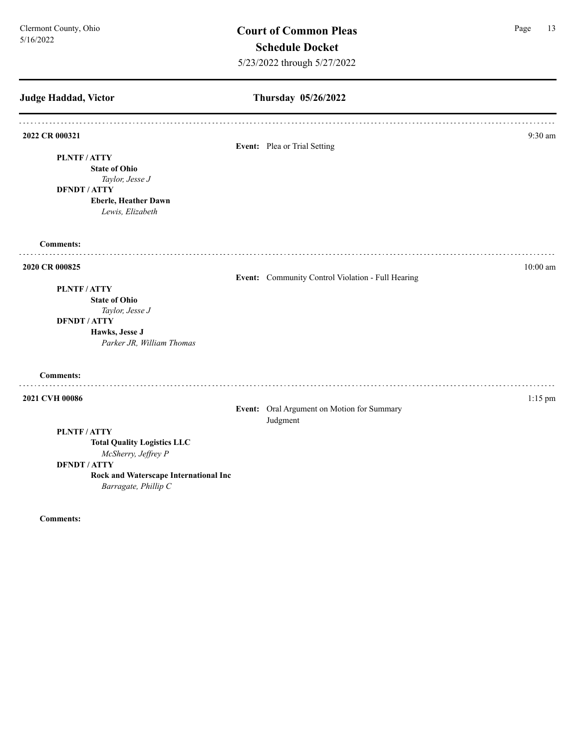## Judge Haddad, Victor

## Thursday 05/26/2022

---

**2022 CR 000321** 9:30 am

**Event:** Plea or Trial Setting

**PLNTF / ATTY**

**State of Ohio**

*Taylor, Jesse J*

**DFNDT / ATTY**

**Eberle, Heather Dawn**

*Lewis, Elizabeth*

**Comments:**

---

**2020 CR 000825** 10:00 am

**Event:** Community Control Violation - Full Hearing

**PLNTF / ATTY**

**State of Ohio**

*Taylor, Jesse J*

**DFNDT / ATTY**

**Hawks, Jesse J**

*Parker JR, William Thomas*

**Comments:**

---

**2021 CVH 00086** 1:15 pm

**Event:** Oral Argument on Motion for Summary Judgment

**PLNTF / ATTY**

**Total Quality Logistics LLC**

*McSherry, Jeffrey P*

**DFNDT / ATTY**

**Rock and Waterscape International Inc**

*Barragate, Phillip C*

**Comments:**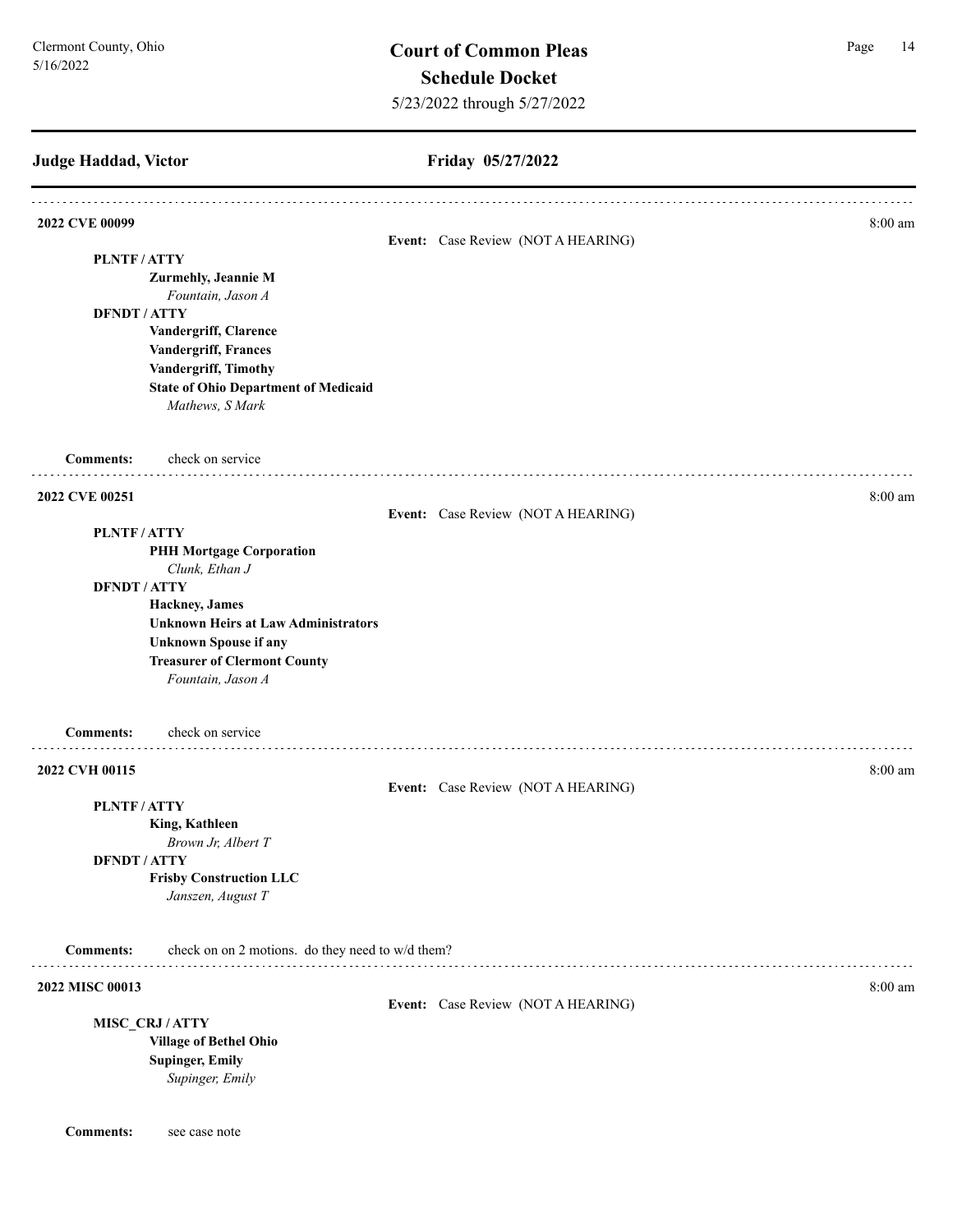## Judge Haddad, Victor

**Friday 05/27/2022**

---

**2022 CVE 00099** — 8:00 am

**Event:** Case Review (NOT A HEARING)

**PLNTF / ATTY**

**Zurmehly, Jeannie M**
*Fountain, Jason A*

**DFNDT / ATTY**

**Vandergriff, Clarence**
**Vandergriff, Frances**
**Vandergriff, Timothy**
**State of Ohio Department of Medicaid**
*Mathews, S Mark*

**Comments:** check on service

---

**2022 CVE 00251** — 8:00 am

**Event:** Case Review (NOT A HEARING)

**PLNTF / ATTY**

**PHH Mortgage Corporation**
*Clunk, Ethan J*

**DFNDT / ATTY**

**Hackney, James**
**Unknown Heirs at Law Administrators**
**Unknown Spouse if any**
**Treasurer of Clermont County**
*Fountain, Jason A*

**Comments:** check on service

---

**2022 CVH 00115** — 8:00 am

**Event:** Case Review (NOT A HEARING)

**PLNTF / ATTY**

**King, Kathleen**
*Brown Jr, Albert T*

**DFNDT / ATTY**

**Frisby Construction LLC**
*Janszen, August T*

**Comments:** check on on 2 motions. do they need to w/d them?

---

**2022 MISC 00013** — 8:00 am

**Event:** Case Review (NOT A HEARING)

**MISC_CRJ / ATTY**

**Village of Bethel Ohio**
**Supinger, Emily**
*Supinger, Emily*

**Comments:** see case note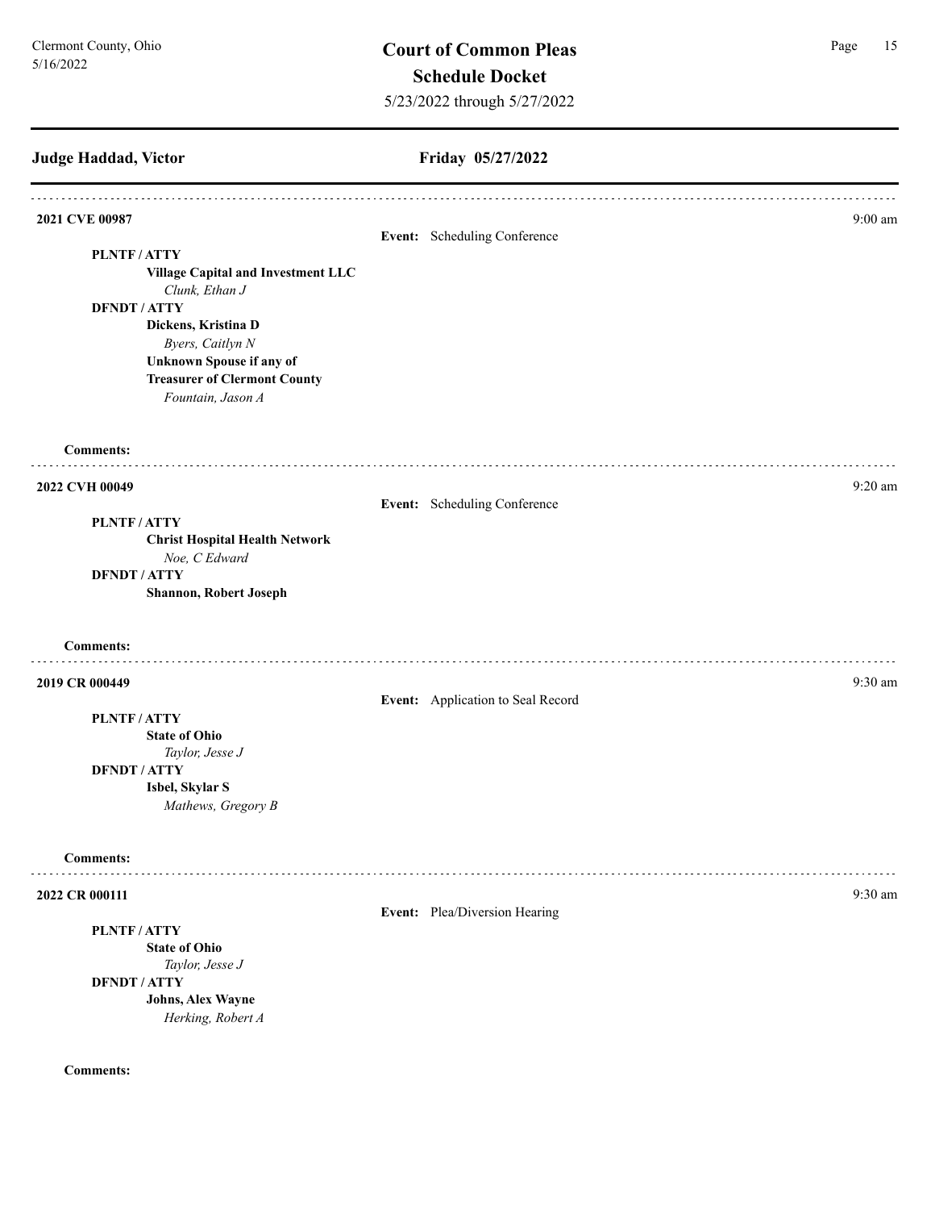## Court of Common Pleas

## Schedule Docket

5/23/2022 through 5/27/2022

Clermont County, Ohio
5/16/2022

**Judge Haddad, Victor** — **Friday 05/27/2022**

---

**2021 CVE 00987** — 9:00 am

**Event:** Scheduling Conference

**PLNTF / ATTY**
- **Village Capital and Investment LLC**
  - *Clunk, Ethan J*

**DFNDT / ATTY**
- **Dickens, Kristina D**
  - *Byers, Caitlyn N*
- **Unknown Spouse if any of**
- **Treasurer of Clermont County**
  - *Fountain, Jason A*

**Comments:**

---

**2022 CVH 00049** — 9:20 am

**Event:** Scheduling Conference

**PLNTF / ATTY**
- **Christ Hospital Health Network**
  - *Noe, C Edward*

**DFNDT / ATTY**
- **Shannon, Robert Joseph**

**Comments:**

---

**2019 CR 000449** — 9:30 am

**Event:** Application to Seal Record

**PLNTF / ATTY**
- **State of Ohio**
  - *Taylor, Jesse J*

**DFNDT / ATTY**
- **Isbel, Skylar S**
  - *Mathews, Gregory B*

**Comments:**

---

**2022 CR 000111** — 9:30 am

**Event:** Plea/Diversion Hearing

**PLNTF / ATTY**
- **State of Ohio**
  - *Taylor, Jesse J*

**DFNDT / ATTY**
- **Johns, Alex Wayne**
  - *Herking, Robert A*

**Comments:**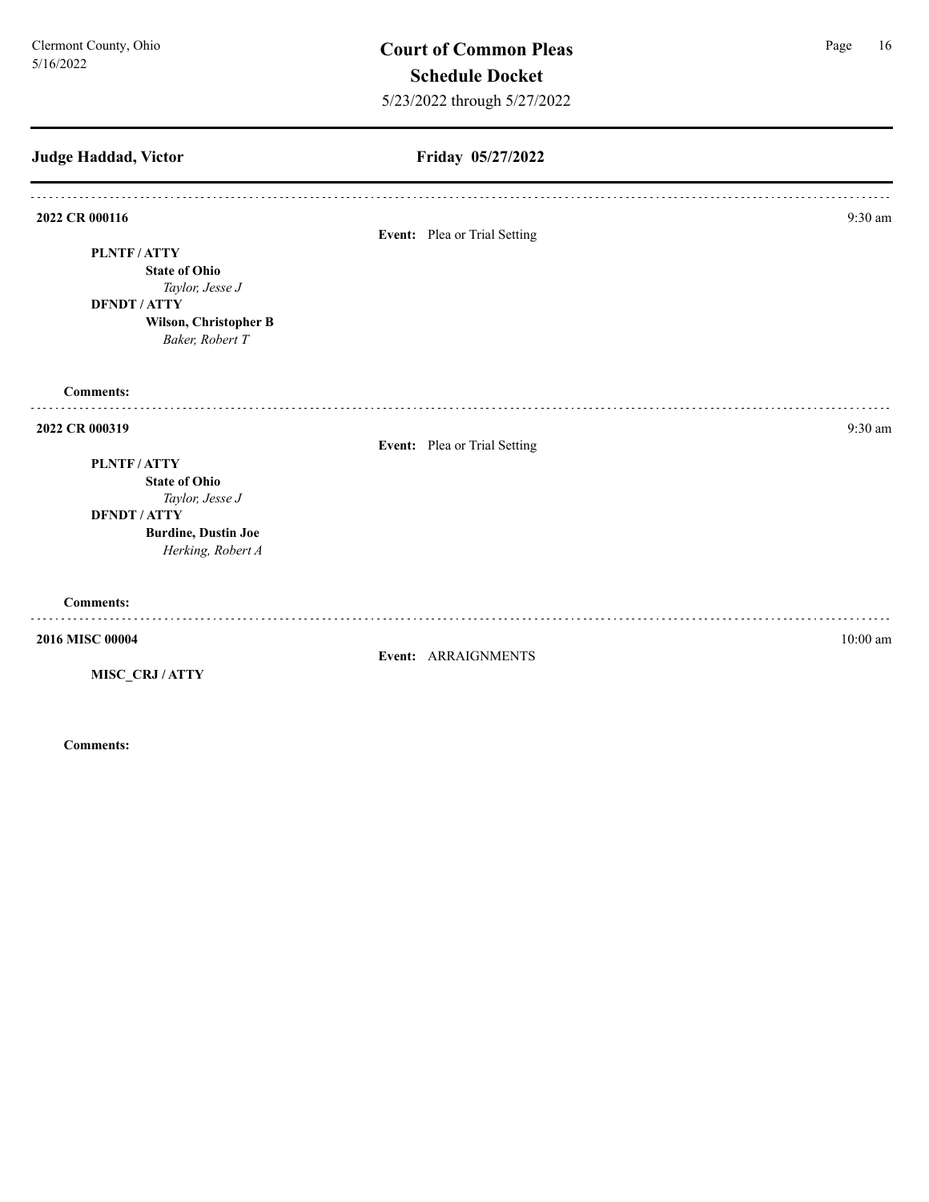**Judge Haddad, Victor** | **Friday 05/27/2022**

---

**2022 CR 000116** — 9:30 am

**Event:** Plea or Trial Setting

**PLNTF / ATTY**

**State of Ohio**
*Taylor, Jesse J*

**DFNDT / ATTY**

**Wilson, Christopher B**
*Baker, Robert T*

**Comments:**

---

**2022 CR 000319** — 9:30 am

**Event:** Plea or Trial Setting

**PLNTF / ATTY**

**State of Ohio**
*Taylor, Jesse J*

**DFNDT / ATTY**

**Burdine, Dustin Joe**
*Herking, Robert A*

**Comments:**

---

**2016 MISC 00004** — 10:00 am

**Event:** ARRAIGNMENTS

**MISC_CRJ / ATTY**

**Comments:**